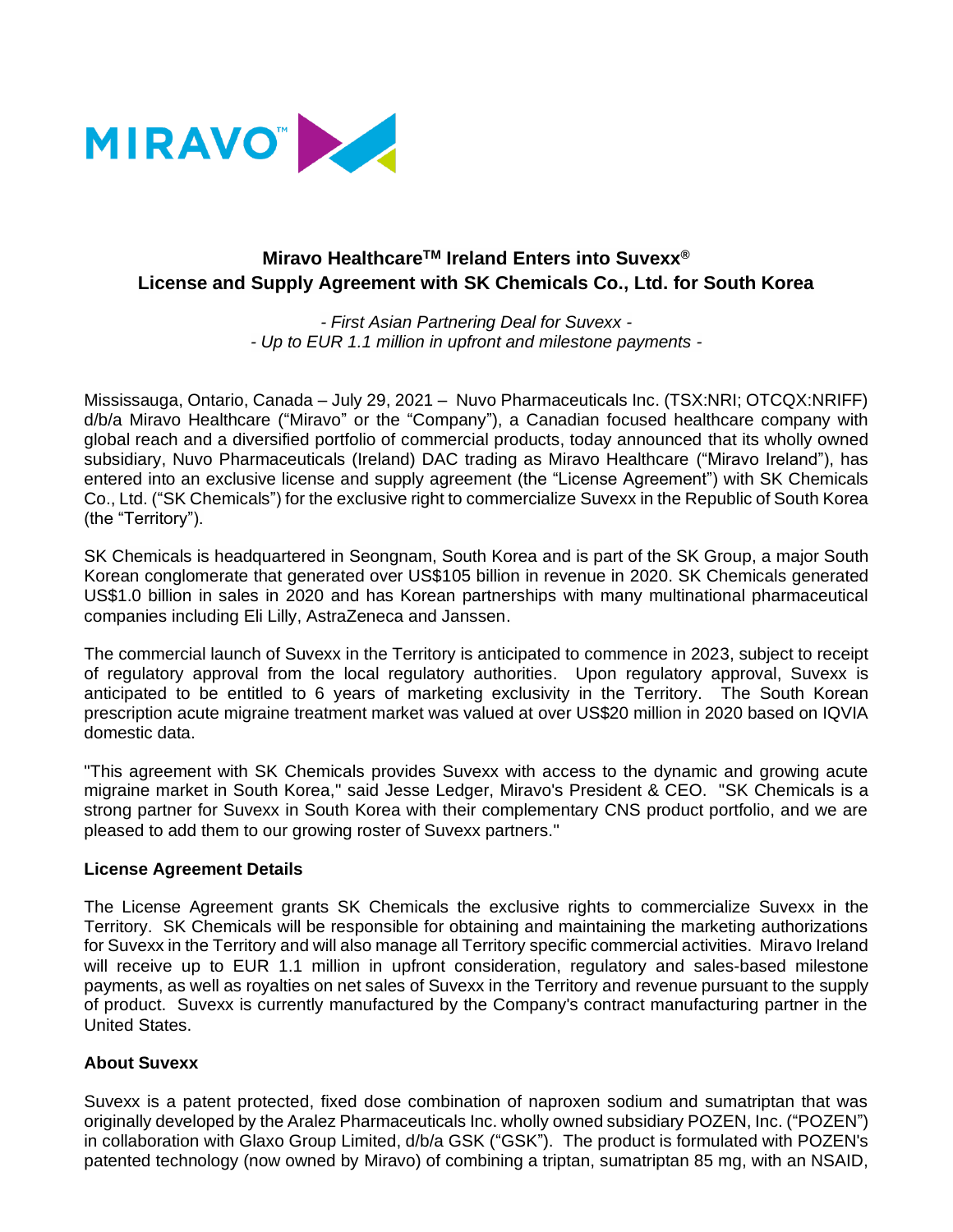MIRAVO™

# Miravo Healthcare™ Ireland Enters into Suvexx® License and Supply Agreement with SK Chemicals Co., Ltd. for South Korea

*- First Asian Partnering Deal for Suvexx -*
*- Up to EUR 1.1 million in upfront and milestone payments -*

Mississauga, Ontario, Canada – July 29, 2021 – Nuvo Pharmaceuticals Inc. (TSX:NRI; OTCQX:NRIFF) d/b/a Miravo Healthcare ("Miravo" or the "Company"), a Canadian focused healthcare company with global reach and a diversified portfolio of commercial products, today announced that its wholly owned subsidiary, Nuvo Pharmaceuticals (Ireland) DAC trading as Miravo Healthcare ("Miravo Ireland"), has entered into an exclusive license and supply agreement (the "License Agreement") with SK Chemicals Co., Ltd. ("SK Chemicals") for the exclusive right to commercialize Suvexx in the Republic of South Korea (the "Territory").

SK Chemicals is headquartered in Seongnam, South Korea and is part of the SK Group, a major South Korean conglomerate that generated over US$105 billion in revenue in 2020. SK Chemicals generated US$1.0 billion in sales in 2020 and has Korean partnerships with many multinational pharmaceutical companies including Eli Lilly, AstraZeneca and Janssen.

The commercial launch of Suvexx in the Territory is anticipated to commence in 2023, subject to receipt of regulatory approval from the local regulatory authorities. Upon regulatory approval, Suvexx is anticipated to be entitled to 6 years of marketing exclusivity in the Territory. The South Korean prescription acute migraine treatment market was valued at over US$20 million in 2020 based on IQVIA domestic data.

"This agreement with SK Chemicals provides Suvexx with access to the dynamic and growing acute migraine market in South Korea," said Jesse Ledger, Miravo's President & CEO. "SK Chemicals is a strong partner for Suvexx in South Korea with their complementary CNS product portfolio, and we are pleased to add them to our growing roster of Suvexx partners."

**License Agreement Details**

The License Agreement grants SK Chemicals the exclusive rights to commercialize Suvexx in the Territory. SK Chemicals will be responsible for obtaining and maintaining the marketing authorizations for Suvexx in the Territory and will also manage all Territory specific commercial activities. Miravo Ireland will receive up to EUR 1.1 million in upfront consideration, regulatory and sales-based milestone payments, as well as royalties on net sales of Suvexx in the Territory and revenue pursuant to the supply of product. Suvexx is currently manufactured by the Company's contract manufacturing partner in the United States.

**About Suvexx**

Suvexx is a patent protected, fixed dose combination of naproxen sodium and sumatriptan that was originally developed by the Aralez Pharmaceuticals Inc. wholly owned subsidiary POZEN, Inc. ("POZEN") in collaboration with Glaxo Group Limited, d/b/a GSK ("GSK"). The product is formulated with POZEN's patented technology (now owned by Miravo) of combining a triptan, sumatriptan 85 mg, with an NSAID,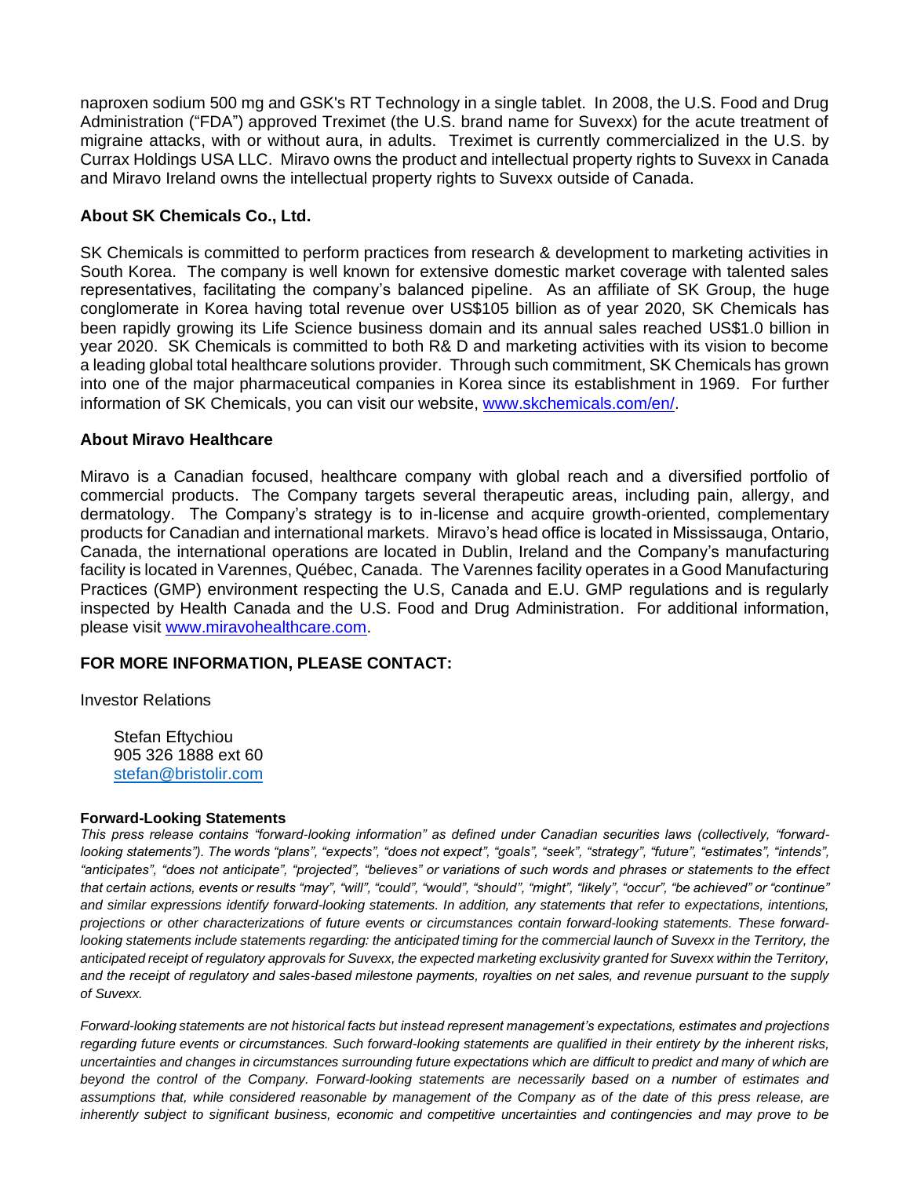naproxen sodium 500 mg and GSK's RT Technology in a single tablet. In 2008, the U.S. Food and Drug Administration ("FDA") approved Treximet (the U.S. brand name for Suvexx) for the acute treatment of migraine attacks, with or without aura, in adults. Treximet is currently commercialized in the U.S. by Currax Holdings USA LLC. Miravo owns the product and intellectual property rights to Suvexx in Canada and Miravo Ireland owns the intellectual property rights to Suvexx outside of Canada.

**About SK Chemicals Co., Ltd.**

SK Chemicals is committed to perform practices from research & development to marketing activities in South Korea. The company is well known for extensive domestic market coverage with talented sales representatives, facilitating the company's balanced pipeline. As an affiliate of SK Group, the huge conglomerate in Korea having total revenue over US$105 billion as of year 2020, SK Chemicals has been rapidly growing its Life Science business domain and its annual sales reached US$1.0 billion in year 2020. SK Chemicals is committed to both R& D and marketing activities with its vision to become a leading global total healthcare solutions provider. Through such commitment, SK Chemicals has grown into one of the major pharmaceutical companies in Korea since its establishment in 1969. For further information of SK Chemicals, you can visit our website, [www.skchemicals.com/en/](www.skchemicals.com/en/).

**About Miravo Healthcare**

Miravo is a Canadian focused, healthcare company with global reach and a diversified portfolio of commercial products. The Company targets several therapeutic areas, including pain, allergy, and dermatology. The Company's strategy is to in-license and acquire growth-oriented, complementary products for Canadian and international markets. Miravo's head office is located in Mississauga, Ontario, Canada, the international operations are located in Dublin, Ireland and the Company's manufacturing facility is located in Varennes, Québec, Canada. The Varennes facility operates in a Good Manufacturing Practices (GMP) environment respecting the U.S, Canada and E.U. GMP regulations and is regularly inspected by Health Canada and the U.S. Food and Drug Administration. For additional information, please visit [www.miravohealthcare.com](www.miravohealthcare.com).

**FOR MORE INFORMATION, PLEASE CONTACT:**

Investor Relations

Stefan Eftychiou
905 326 1888 ext 60
[stefan@bristolir.com](mailto:stefan@bristolir.com)

**Forward-Looking Statements**

*This press release contains "forward-looking information" as defined under Canadian securities laws (collectively, "forward-looking statements"). The words "plans", "expects", "does not expect", "goals", "seek", "strategy", "future", "estimates", "intends", "anticipates", "does not anticipate", "projected", "believes" or variations of such words and phrases or statements to the effect that certain actions, events or results "may", "will", "could", "would", "should", "might", "likely", "occur", "be achieved" or "continue" and similar expressions identify forward-looking statements. In addition, any statements that refer to expectations, intentions, projections or other characterizations of future events or circumstances contain forward-looking statements. These forward-looking statements include statements regarding: the anticipated timing for the commercial launch of Suvexx in the Territory, the anticipated receipt of regulatory approvals for Suvexx, the expected marketing exclusivity granted for Suvexx within the Territory, and the receipt of regulatory and sales-based milestone payments, royalties on net sales, and revenue pursuant to the supply of Suvexx.*

*Forward-looking statements are not historical facts but instead represent management's expectations, estimates and projections regarding future events or circumstances. Such forward-looking statements are qualified in their entirety by the inherent risks, uncertainties and changes in circumstances surrounding future expectations which are difficult to predict and many of which are beyond the control of the Company. Forward-looking statements are necessarily based on a number of estimates and assumptions that, while considered reasonable by management of the Company as of the date of this press release, are inherently subject to significant business, economic and competitive uncertainties and contingencies and may prove to be*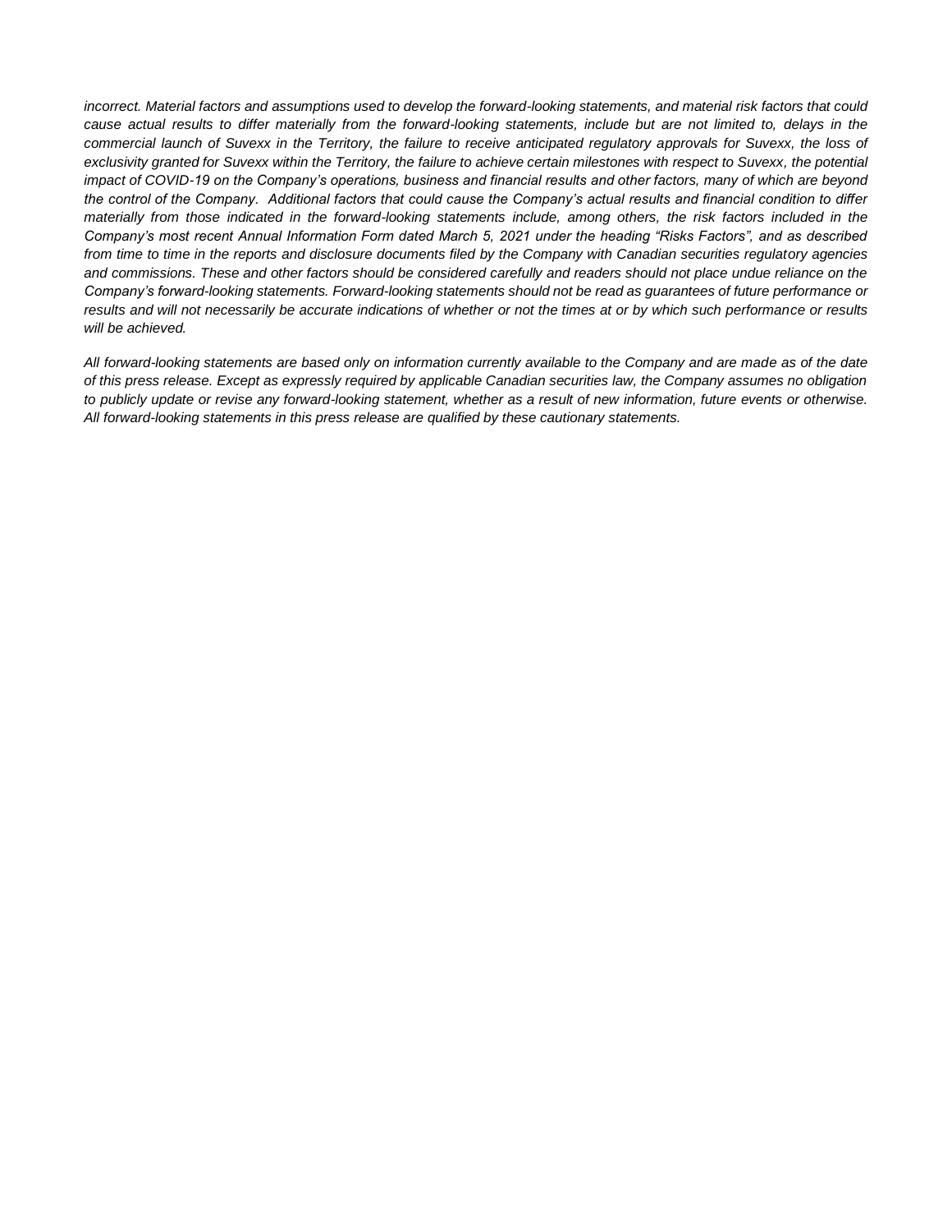*incorrect. Material factors and assumptions used to develop the forward-looking statements, and material risk factors that could cause actual results to differ materially from the forward-looking statements, include but are not limited to, delays in the commercial launch of Suvexx in the Territory, the failure to receive anticipated regulatory approvals for Suvexx, the loss of exclusivity granted for Suvexx within the Territory, the failure to achieve certain milestones with respect to Suvexx, the potential impact of COVID-19 on the Company's operations, business and financial results and other factors, many of which are beyond the control of the Company. Additional factors that could cause the Company's actual results and financial condition to differ materially from those indicated in the forward-looking statements include, among others, the risk factors included in the Company's most recent Annual Information Form dated March 5, 2021 under the heading "Risks Factors", and as described from time to time in the reports and disclosure documents filed by the Company with Canadian securities regulatory agencies and commissions. These and other factors should be considered carefully and readers should not place undue reliance on the Company's forward-looking statements. Forward-looking statements should not be read as guarantees of future performance or results and will not necessarily be accurate indications of whether or not the times at or by which such performance or results will be achieved.*

*All forward-looking statements are based only on information currently available to the Company and are made as of the date of this press release. Except as expressly required by applicable Canadian securities law, the Company assumes no obligation to publicly update or revise any forward-looking statement, whether as a result of new information, future events or otherwise. All forward-looking statements in this press release are qualified by these cautionary statements.*